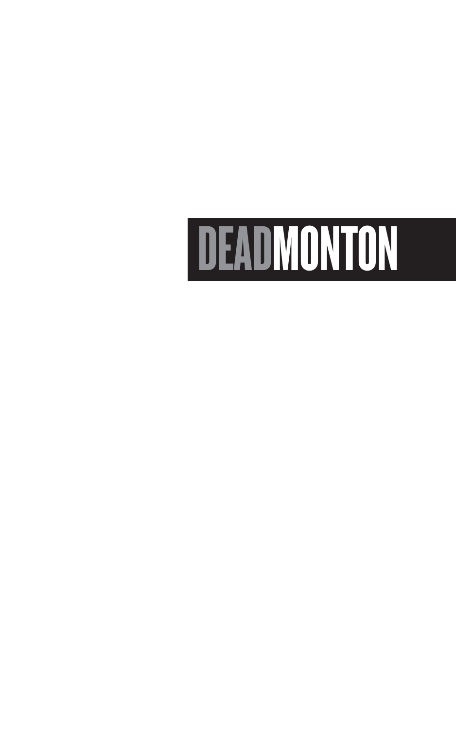# DEADMONTON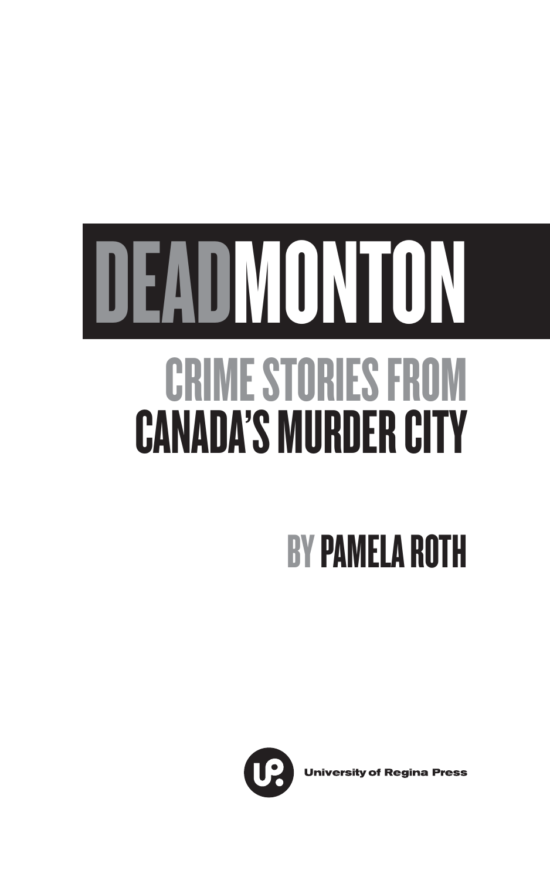# DEADMONTON

## CRIME STORIES FROM CANADA'S MURDER CITY

### BY PAMELA ROTH

University of Regina Press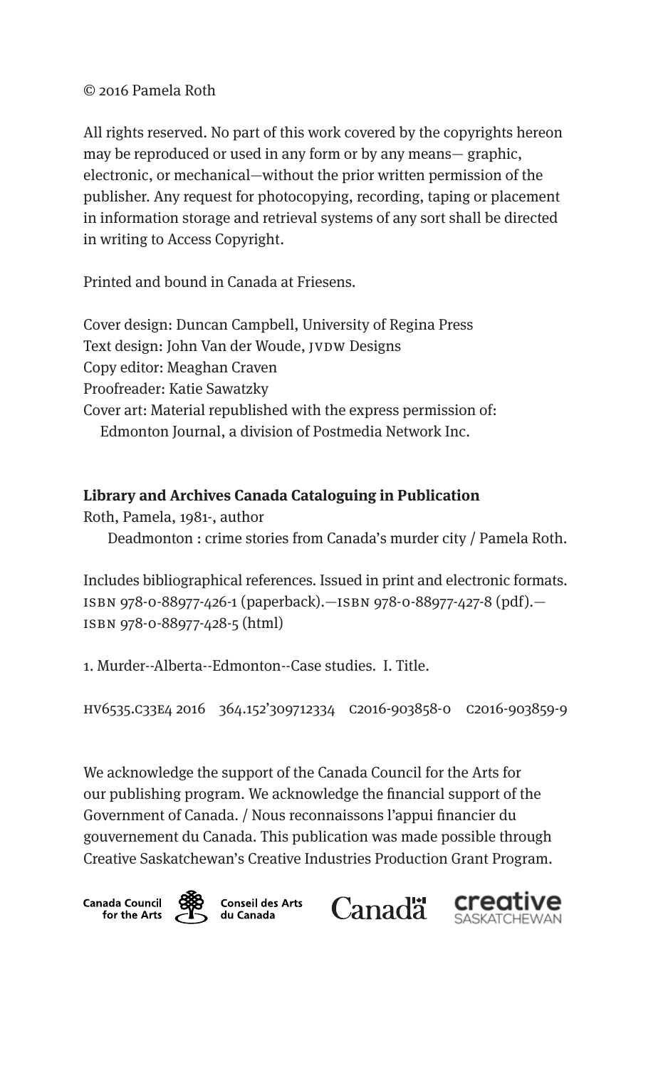© 2016 Pamela Roth

All rights reserved. No part of this work covered by the copyrights hereon may be reproduced or used in any form or by any means— graphic, electronic, or mechanical—without the prior written permission of the publisher. Any request for photocopying, recording, taping or placement in information storage and retrieval systems of any sort shall be directed in writing to Access Copyright.

Printed and bound in Canada at Friesens.

Cover design: Duncan Campbell, University of Regina Press
Text design: John Van der Woude, JVDW Designs
Copy editor: Meaghan Craven
Proofreader: Katie Sawatzky
Cover art: Material republished with the express permission of:
Edmonton Journal, a division of Postmedia Network Inc.

**Library and Archives Canada Cataloguing in Publication**

Roth, Pamela, 1981-, author
Deadmonton : crime stories from Canada's murder city / Pamela Roth.

Includes bibliographical references. Issued in print and electronic formats.
ISBN 978-0-88977-426-1 (paperback).—ISBN 978-0-88977-427-8 (pdf).—
ISBN 978-0-88977-428-5 (html)

1. Murder--Alberta--Edmonton--Case studies. I. Title.

HV6535.C33E4 2016 364.152'309712334 C2016-903858-0 C2016-903859-9

We acknowledge the support of the Canada Council for the Arts for our publishing program. We acknowledge the financial support of the Government of Canada. / Nous reconnaissons l'appui financier du gouvernement du Canada. This publication was made possible through Creative Saskatchewan's Creative Industries Production Grant Program.

Canada Council for the Arts Conseil des Arts du Canada Canadä creative SASKATCHEWAN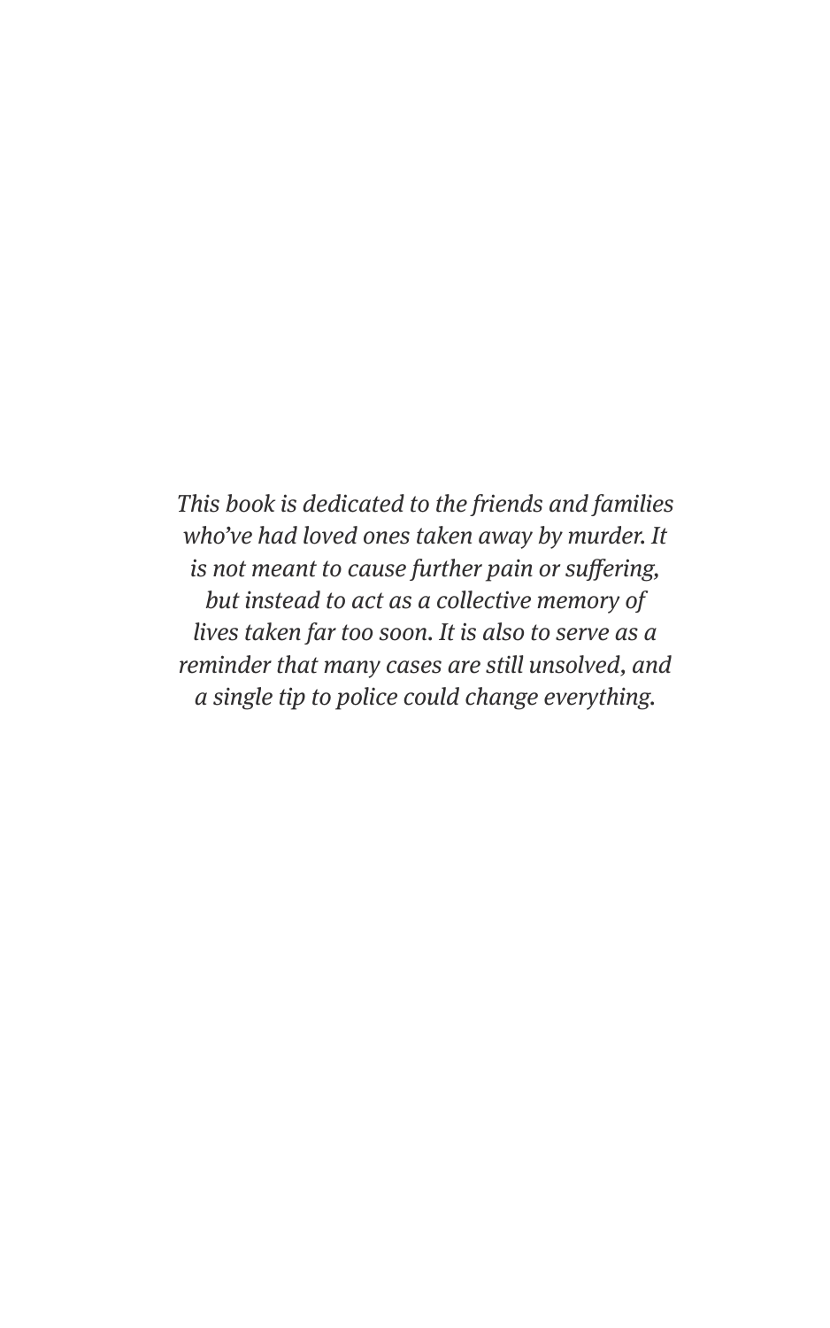*This book is dedicated to the friends and families who've had loved ones taken away by murder. It is not meant to cause further pain or suffering, but instead to act as a collective memory of lives taken far too soon. It is also to serve as a reminder that many cases are still unsolved, and a single tip to police could change everything.*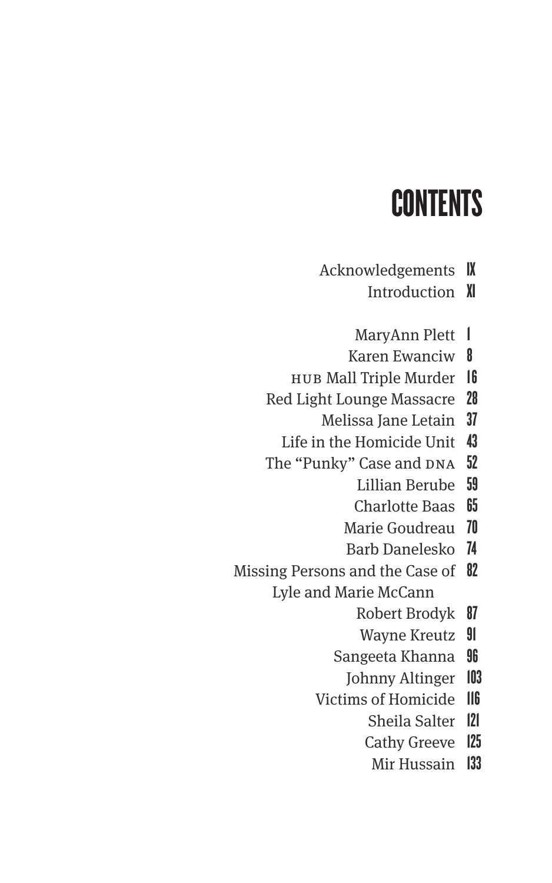# CONTENTS

| | |
|---|---|
| Acknowledgements | IX |
| Introduction | XI |
| MaryAnn Plett | 1 |
| Karen Ewanciw | 8 |
| HUB Mall Triple Murder | 16 |
| Red Light Lounge Massacre | 28 |
| Melissa Jane Letain | 37 |
| Life in the Homicide Unit | 43 |
| The "Punky" Case and DNA | 52 |
| Lillian Berube | 59 |
| Charlotte Baas | 65 |
| Marie Goudreau | 70 |
| Barb Danelesko | 74 |
| Missing Persons and the Case of Lyle and Marie McCann | 82 |
| Robert Brodyk | 87 |
| Wayne Kreutz | 91 |
| Sangeeta Khanna | 96 |
| Johnny Altinger | 103 |
| Victims of Homicide | 116 |
| Sheila Salter | 121 |
| Cathy Greeve | 125 |
| Mir Hussain | 133 |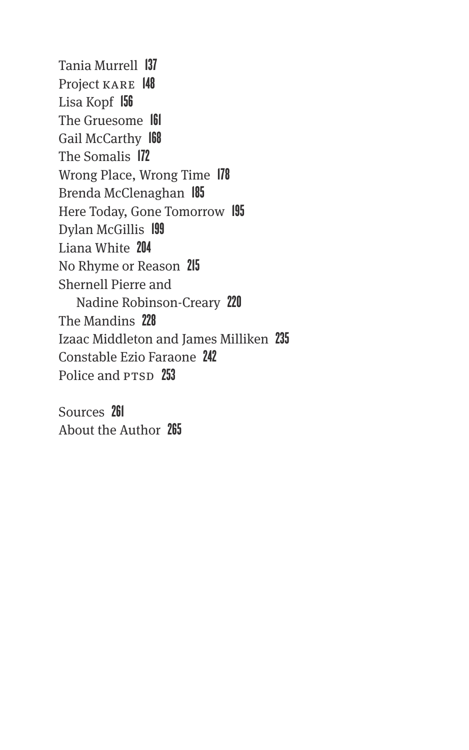Tania Murrell 137
Project KARE 148
Lisa Kopf 156
The Gruesome 161
Gail McCarthy 168
The Somalis 172
Wrong Place, Wrong Time 178
Brenda McClenaghan 185
Here Today, Gone Tomorrow 195
Dylan McGillis 199
Liana White 204
No Rhyme or Reason 215
Shernell Pierre and
 Nadine Robinson-Creary 220
The Mandins 228
Izaac Middleton and James Milliken 235
Constable Ezio Faraone 242
Police and PTSD 253

Sources 261
About the Author 265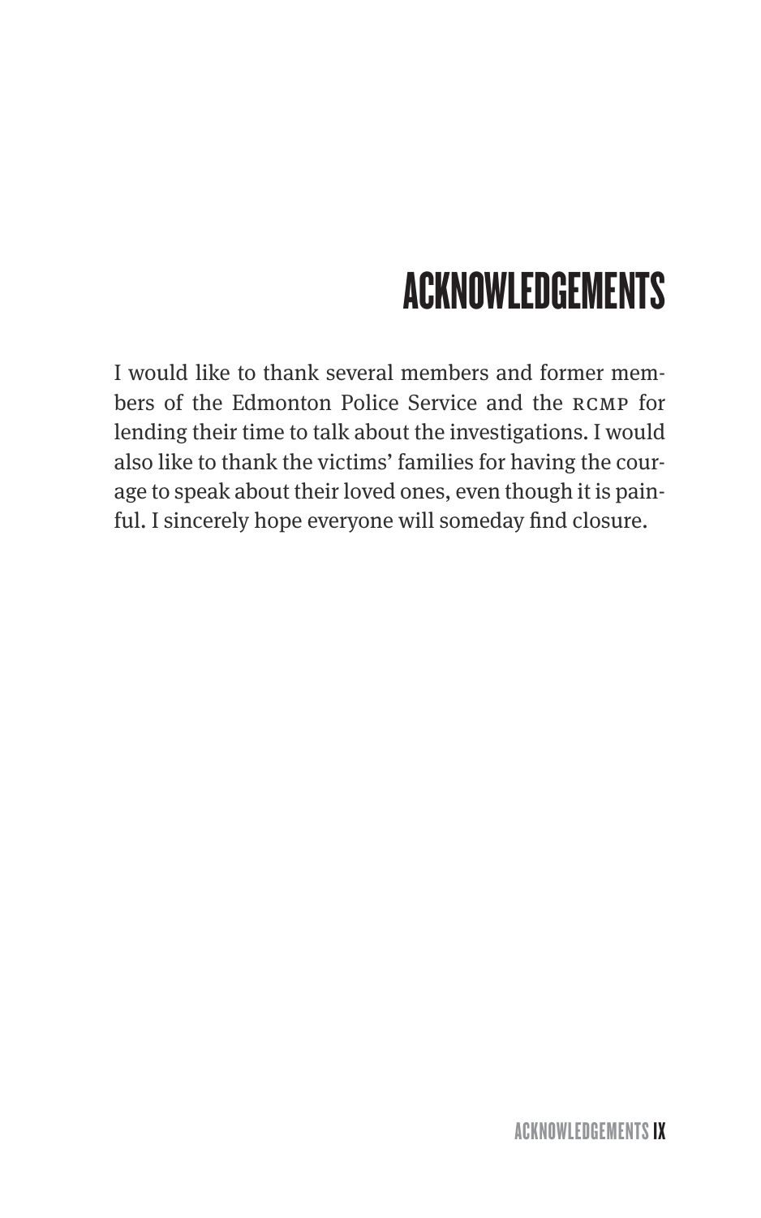# ACKNOWLEDGEMENTS

I would like to thank several members and former members of the Edmonton Police Service and the RCMP for lending their time to talk about the investigations. I would also like to thank the victims' families for having the courage to speak about their loved ones, even though it is painful. I sincerely hope everyone will someday find closure.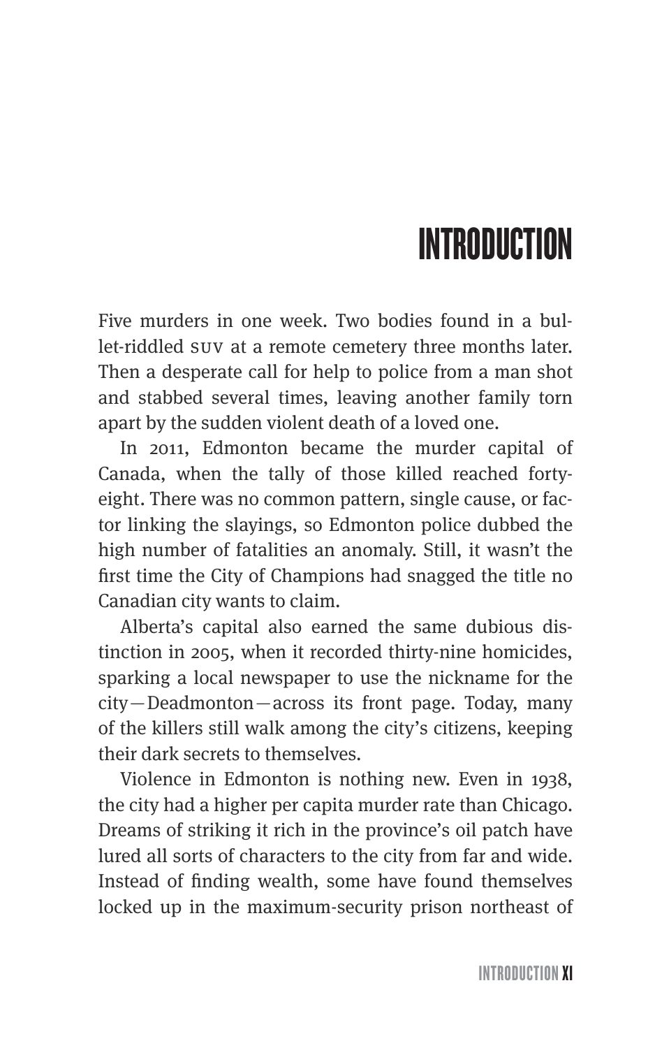# INTRODUCTION

Five murders in one week. Two bodies found in a bullet-riddled SUV at a remote cemetery three months later. Then a desperate call for help to police from a man shot and stabbed several times, leaving another family torn apart by the sudden violent death of a loved one.

In 2011, Edmonton became the murder capital of Canada, when the tally of those killed reached forty-eight. There was no common pattern, single cause, or factor linking the slayings, so Edmonton police dubbed the high number of fatalities an anomaly. Still, it wasn't the first time the City of Champions had snagged the title no Canadian city wants to claim.

Alberta's capital also earned the same dubious distinction in 2005, when it recorded thirty-nine homicides, sparking a local newspaper to use the nickname for the city—Deadmonton—across its front page. Today, many of the killers still walk among the city's citizens, keeping their dark secrets to themselves.

Violence in Edmonton is nothing new. Even in 1938, the city had a higher per capita murder rate than Chicago. Dreams of striking it rich in the province's oil patch have lured all sorts of characters to the city from far and wide. Instead of finding wealth, some have found themselves locked up in the maximum-security prison northeast of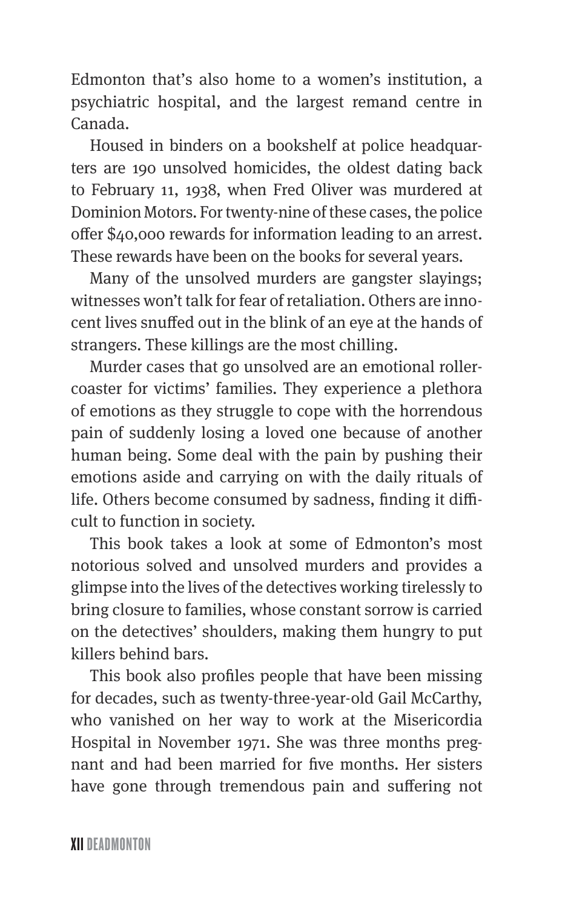Edmonton that's also home to a women's institution, a psychiatric hospital, and the largest remand centre in Canada.

Housed in binders on a bookshelf at police headquarters are 190 unsolved homicides, the oldest dating back to February 11, 1938, when Fred Oliver was murdered at Dominion Motors. For twenty-nine of these cases, the police offer $40,000 rewards for information leading to an arrest. These rewards have been on the books for several years.

Many of the unsolved murders are gangster slayings; witnesses won't talk for fear of retaliation. Others are innocent lives snuffed out in the blink of an eye at the hands of strangers. These killings are the most chilling.

Murder cases that go unsolved are an emotional rollercoaster for victims' families. They experience a plethora of emotions as they struggle to cope with the horrendous pain of suddenly losing a loved one because of another human being. Some deal with the pain by pushing their emotions aside and carrying on with the daily rituals of life. Others become consumed by sadness, finding it difficult to function in society.

This book takes a look at some of Edmonton's most notorious solved and unsolved murders and provides a glimpse into the lives of the detectives working tirelessly to bring closure to families, whose constant sorrow is carried on the detectives' shoulders, making them hungry to put killers behind bars.

This book also profiles people that have been missing for decades, such as twenty-three-year-old Gail McCarthy, who vanished on her way to work at the Misericordia Hospital in November 1971. She was three months pregnant and had been married for five months. Her sisters have gone through tremendous pain and suffering not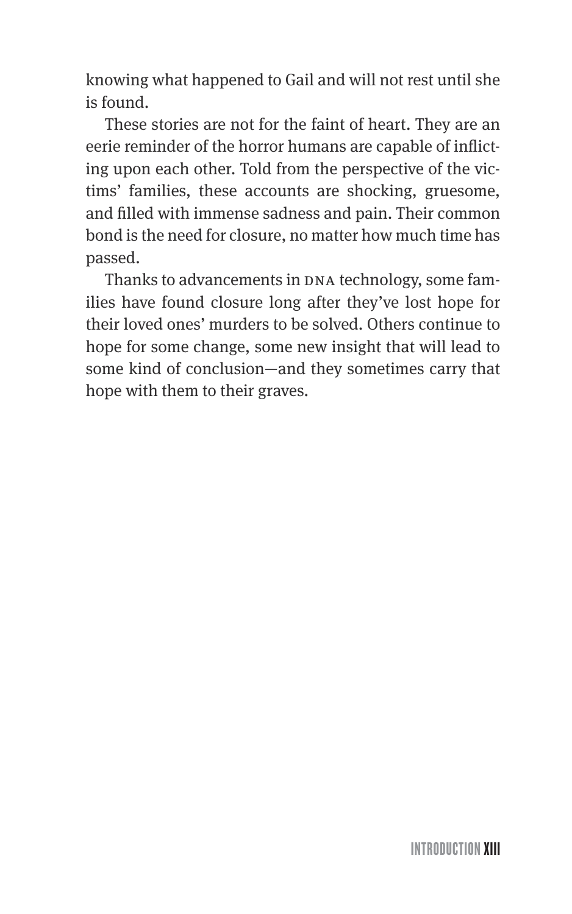knowing what happened to Gail and will not rest until she is found.

These stories are not for the faint of heart. They are an eerie reminder of the horror humans are capable of inflicting upon each other. Told from the perspective of the victims' families, these accounts are shocking, gruesome, and filled with immense sadness and pain. Their common bond is the need for closure, no matter how much time has passed.

Thanks to advancements in DNA technology, some families have found closure long after they've lost hope for their loved ones' murders to be solved. Others continue to hope for some change, some new insight that will lead to some kind of conclusion—and they sometimes carry that hope with them to their graves.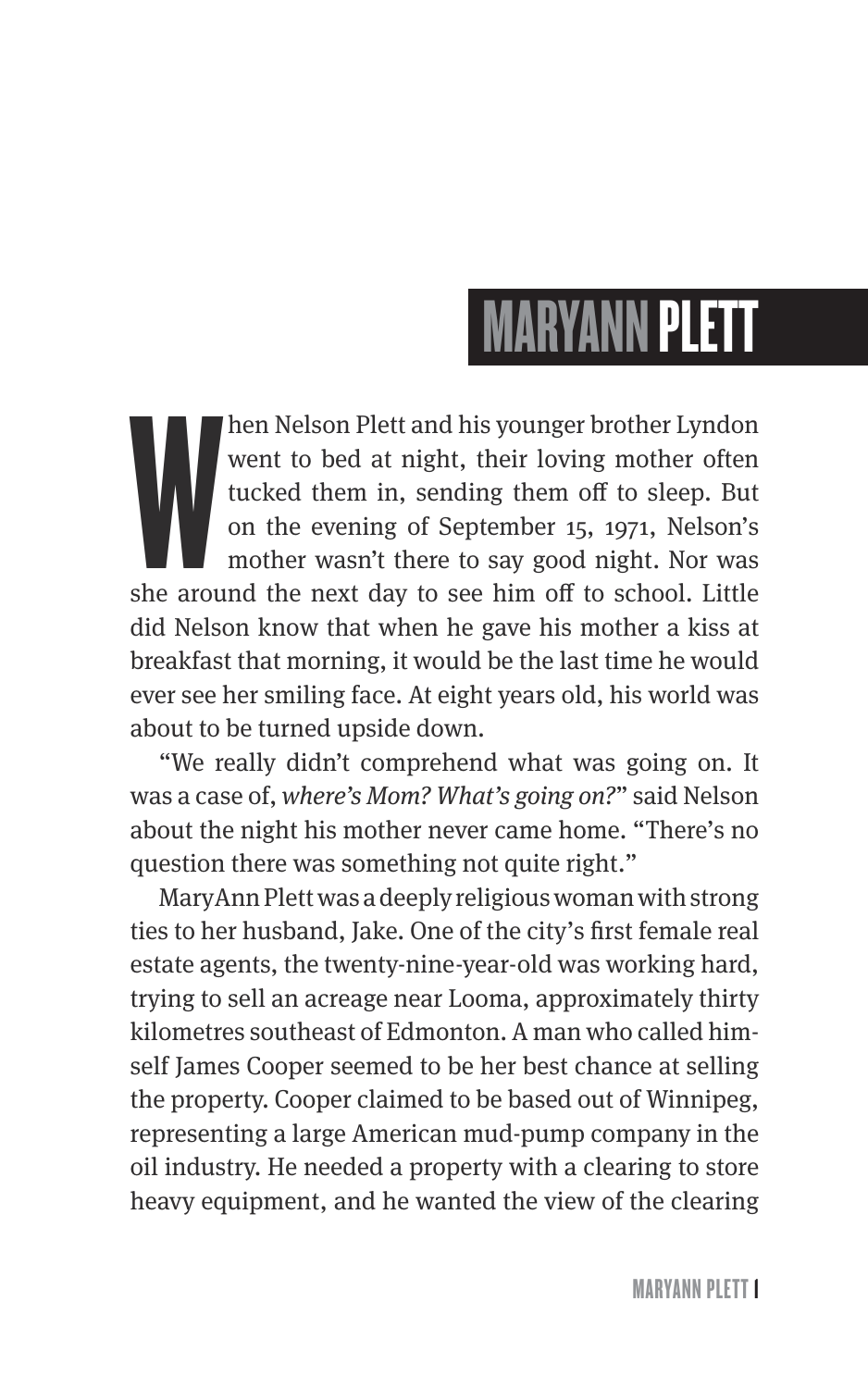# MARYANN PLETT

When Nelson Plett and his younger brother Lyndon went to bed at night, their loving mother often tucked them in, sending them off to sleep. But on the evening of September 15, 1971, Nelson's mother wasn't there to say good night. Nor was she around the next day to see him off to school. Little did Nelson know that when he gave his mother a kiss at breakfast that morning, it would be the last time he would ever see her smiling face. At eight years old, his world was about to be turned upside down.

"We really didn't comprehend what was going on. It was a case of, *where's Mom? What's going on?*" said Nelson about the night his mother never came home. "There's no question there was something not quite right."

MaryAnn Plett was a deeply religious woman with strong ties to her husband, Jake. One of the city's first female real estate agents, the twenty-nine-year-old was working hard, trying to sell an acreage near Looma, approximately thirty kilometres southeast of Edmonton. A man who called himself James Cooper seemed to be her best chance at selling the property. Cooper claimed to be based out of Winnipeg, representing a large American mud-pump company in the oil industry. He needed a property with a clearing to store heavy equipment, and he wanted the view of the clearing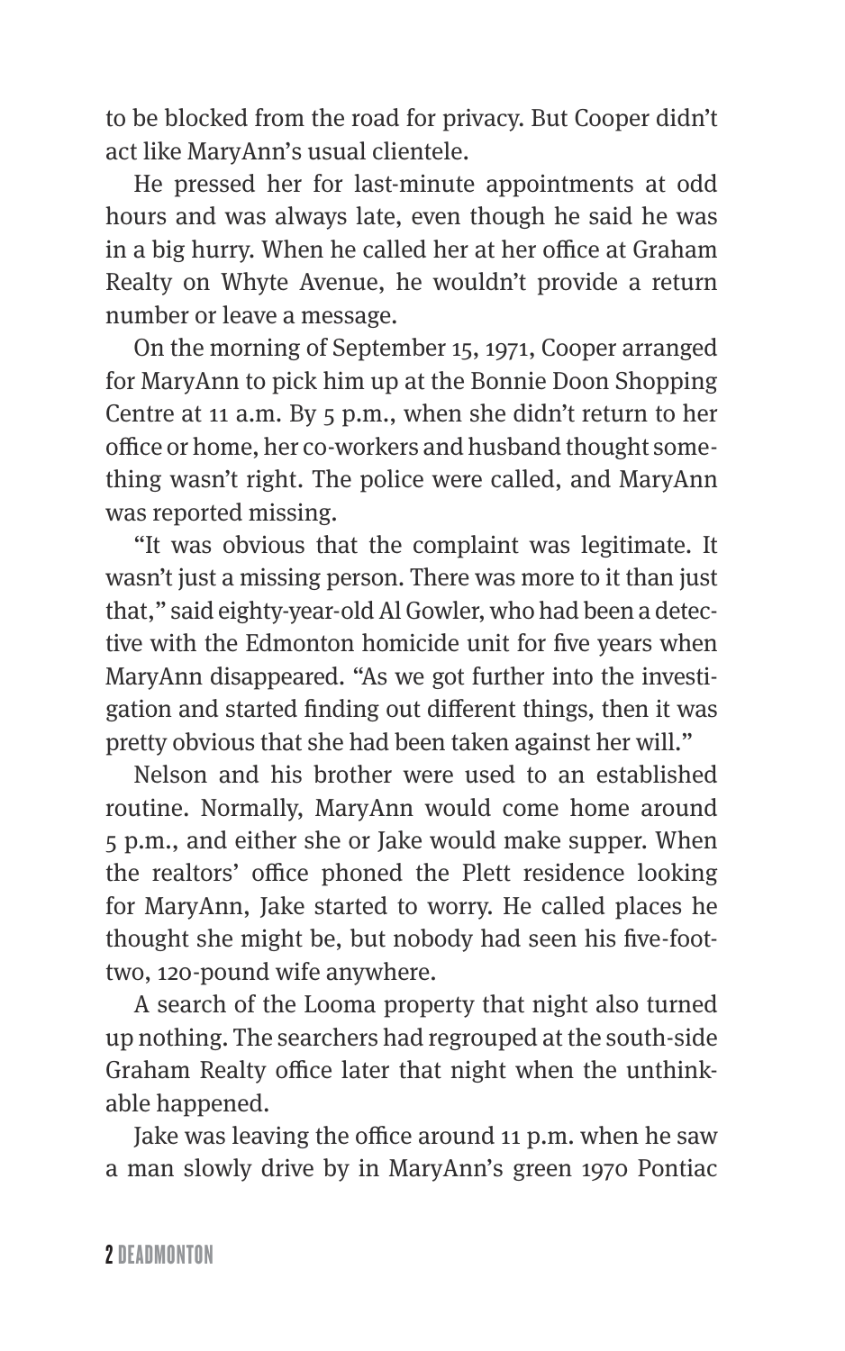to be blocked from the road for privacy. But Cooper didn't act like MaryAnn's usual clientele.

He pressed her for last-minute appointments at odd hours and was always late, even though he said he was in a big hurry. When he called her at her office at Graham Realty on Whyte Avenue, he wouldn't provide a return number or leave a message.

On the morning of September 15, 1971, Cooper arranged for MaryAnn to pick him up at the Bonnie Doon Shopping Centre at 11 a.m. By 5 p.m., when she didn't return to her office or home, her co-workers and husband thought something wasn't right. The police were called, and MaryAnn was reported missing.

"It was obvious that the complaint was legitimate. It wasn't just a missing person. There was more to it than just that," said eighty-year-old Al Gowler, who had been a detective with the Edmonton homicide unit for five years when MaryAnn disappeared. "As we got further into the investigation and started finding out different things, then it was pretty obvious that she had been taken against her will."

Nelson and his brother were used to an established routine. Normally, MaryAnn would come home around 5 p.m., and either she or Jake would make supper. When the realtors' office phoned the Plett residence looking for MaryAnn, Jake started to worry. He called places he thought she might be, but nobody had seen his five-foot-two, 120-pound wife anywhere.

A search of the Looma property that night also turned up nothing. The searchers had regrouped at the south-side Graham Realty office later that night when the unthinkable happened.

Jake was leaving the office around 11 p.m. when he saw a man slowly drive by in MaryAnn's green 1970 Pontiac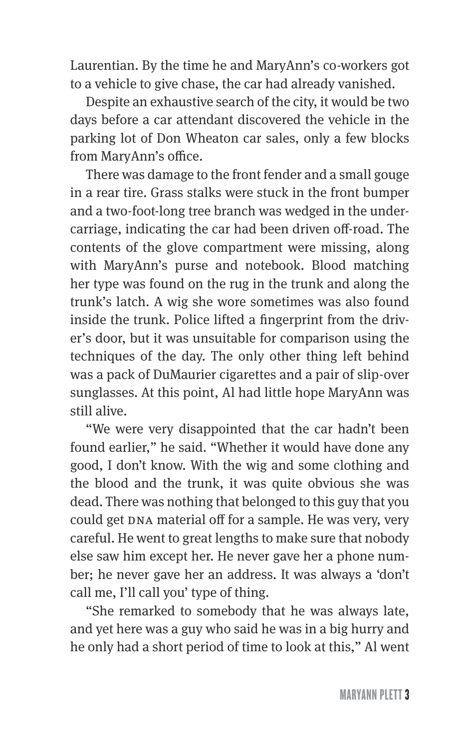Laurentian. By the time he and MaryAnn's co-workers got to a vehicle to give chase, the car had already vanished.

Despite an exhaustive search of the city, it would be two days before a car attendant discovered the vehicle in the parking lot of Don Wheaton car sales, only a few blocks from MaryAnn's office.

There was damage to the front fender and a small gouge in a rear tire. Grass stalks were stuck in the front bumper and a two-foot-long tree branch was wedged in the under-carriage, indicating the car had been driven off-road. The contents of the glove compartment were missing, along with MaryAnn's purse and notebook. Blood matching her type was found on the rug in the trunk and along the trunk's latch. A wig she wore sometimes was also found inside the trunk. Police lifted a fingerprint from the driver's door, but it was unsuitable for comparison using the techniques of the day. The only other thing left behind was a pack of DuMaurier cigarettes and a pair of slip-over sunglasses. At this point, Al had little hope MaryAnn was still alive.

"We were very disappointed that the car hadn't been found earlier," he said. "Whether it would have done any good, I don't know. With the wig and some clothing and the blood and the trunk, it was quite obvious she was dead. There was nothing that belonged to this guy that you could get DNA material off for a sample. He was very, very careful. He went to great lengths to make sure that nobody else saw him except her. He never gave her a phone number; he never gave her an address. It was always a 'don't call me, I'll call you' type of thing.

"She remarked to somebody that he was always late, and yet here was a guy who said he was in a big hurry and he only had a short period of time to look at this," Al went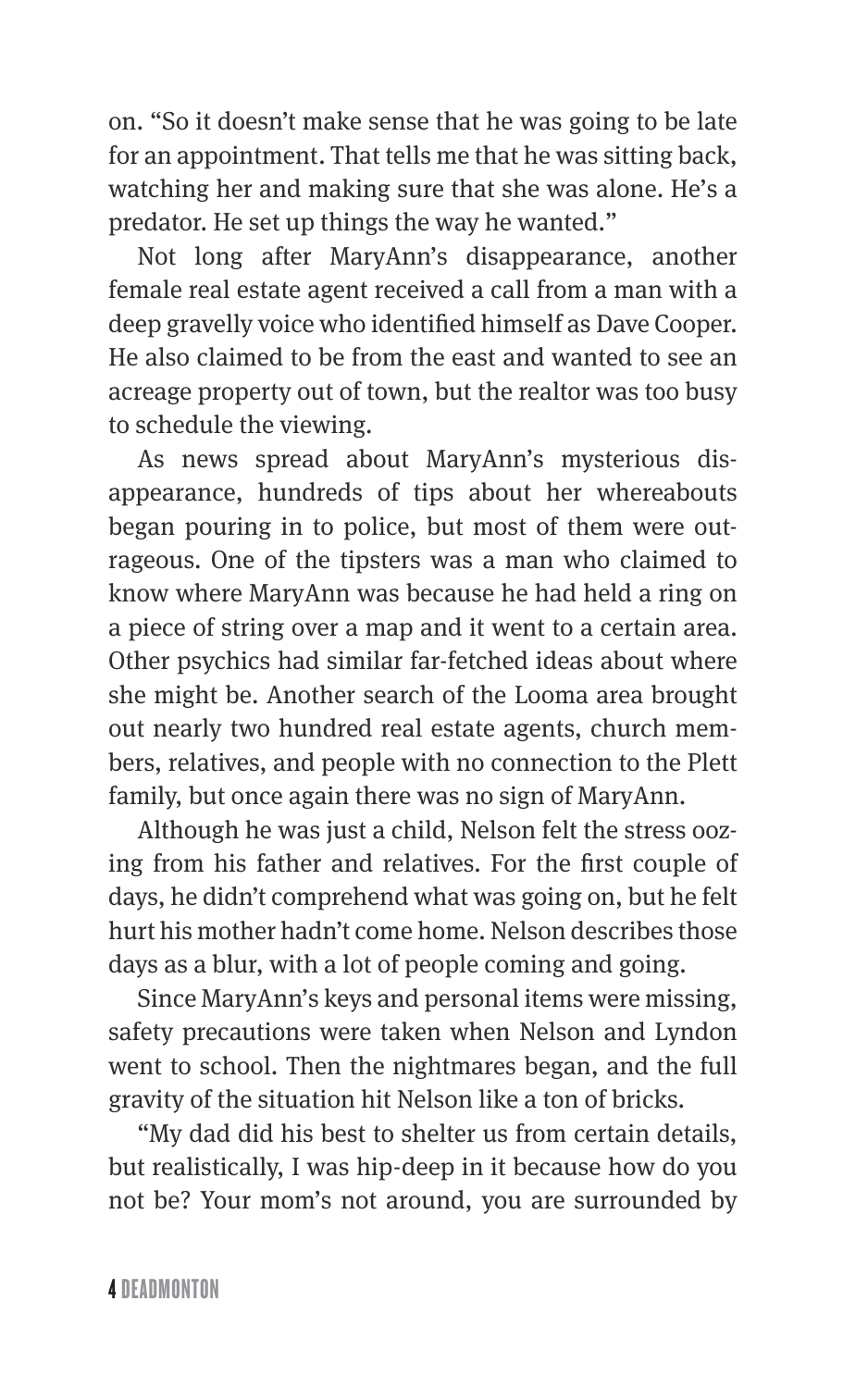on. "So it doesn't make sense that he was going to be late for an appointment. That tells me that he was sitting back, watching her and making sure that she was alone. He's a predator. He set up things the way he wanted."

Not long after MaryAnn's disappearance, another female real estate agent received a call from a man with a deep gravelly voice who identified himself as Dave Cooper. He also claimed to be from the east and wanted to see an acreage property out of town, but the realtor was too busy to schedule the viewing.

As news spread about MaryAnn's mysterious disappearance, hundreds of tips about her whereabouts began pouring in to police, but most of them were outrageous. One of the tipsters was a man who claimed to know where MaryAnn was because he had held a ring on a piece of string over a map and it went to a certain area. Other psychics had similar far-fetched ideas about where she might be. Another search of the Looma area brought out nearly two hundred real estate agents, church members, relatives, and people with no connection to the Plett family, but once again there was no sign of MaryAnn.

Although he was just a child, Nelson felt the stress oozing from his father and relatives. For the first couple of days, he didn't comprehend what was going on, but he felt hurt his mother hadn't come home. Nelson describes those days as a blur, with a lot of people coming and going.

Since MaryAnn's keys and personal items were missing, safety precautions were taken when Nelson and Lyndon went to school. Then the nightmares began, and the full gravity of the situation hit Nelson like a ton of bricks.

"My dad did his best to shelter us from certain details, but realistically, I was hip-deep in it because how do you not be? Your mom's not around, you are surrounded by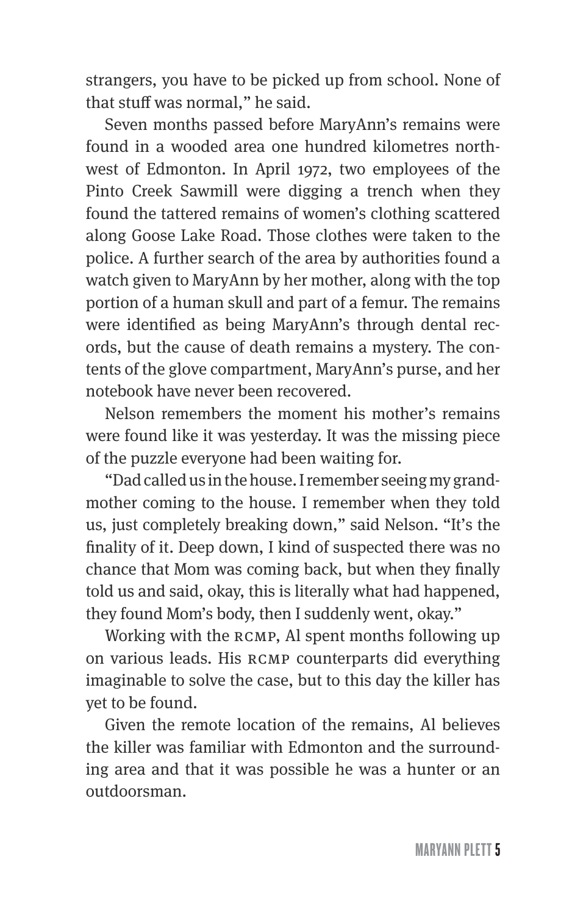strangers, you have to be picked up from school. None of that stuff was normal," he said.

Seven months passed before MaryAnn's remains were found in a wooded area one hundred kilometres northwest of Edmonton. In April 1972, two employees of the Pinto Creek Sawmill were digging a trench when they found the tattered remains of women's clothing scattered along Goose Lake Road. Those clothes were taken to the police. A further search of the area by authorities found a watch given to MaryAnn by her mother, along with the top portion of a human skull and part of a femur. The remains were identified as being MaryAnn's through dental records, but the cause of death remains a mystery. The contents of the glove compartment, MaryAnn's purse, and her notebook have never been recovered.

Nelson remembers the moment his mother's remains were found like it was yesterday. It was the missing piece of the puzzle everyone had been waiting for.

"Dad called us in the house. I remember seeing my grandmother coming to the house. I remember when they told us, just completely breaking down," said Nelson. "It's the finality of it. Deep down, I kind of suspected there was no chance that Mom was coming back, but when they finally told us and said, okay, this is literally what had happened, they found Mom's body, then I suddenly went, okay."

Working with the RCMP, Al spent months following up on various leads. His RCMP counterparts did everything imaginable to solve the case, but to this day the killer has yet to be found.

Given the remote location of the remains, Al believes the killer was familiar with Edmonton and the surrounding area and that it was possible he was a hunter or an outdoorsman.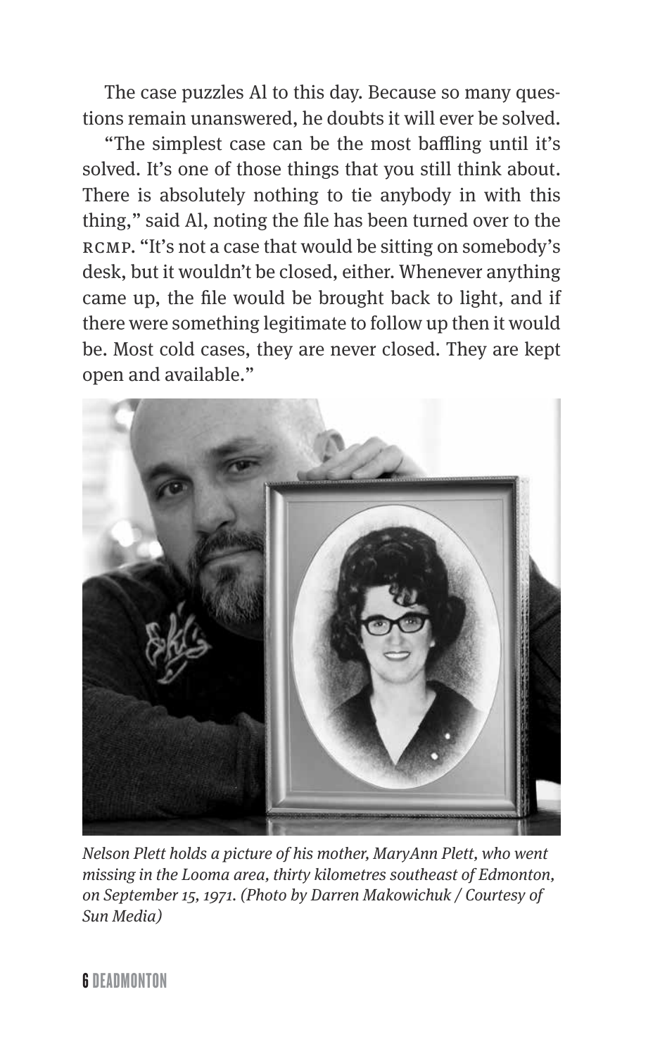The case puzzles Al to this day. Because so many questions remain unanswered, he doubts it will ever be solved.

"The simplest case can be the most baffling until it's solved. It's one of those things that you still think about. There is absolutely nothing to tie anybody in with this thing," said Al, noting the file has been turned over to the RCMP. "It's not a case that would be sitting on somebody's desk, but it wouldn't be closed, either. Whenever anything came up, the file would be brought back to light, and if there were something legitimate to follow up then it would be. Most cold cases, they are never closed. They are kept open and available."

*Nelson Plett holds a picture of his mother, MaryAnn Plett, who went missing in the Looma area, thirty kilometres southeast of Edmonton, on September 15, 1971. (Photo by Darren Makowichuk / Courtesy of Sun Media)*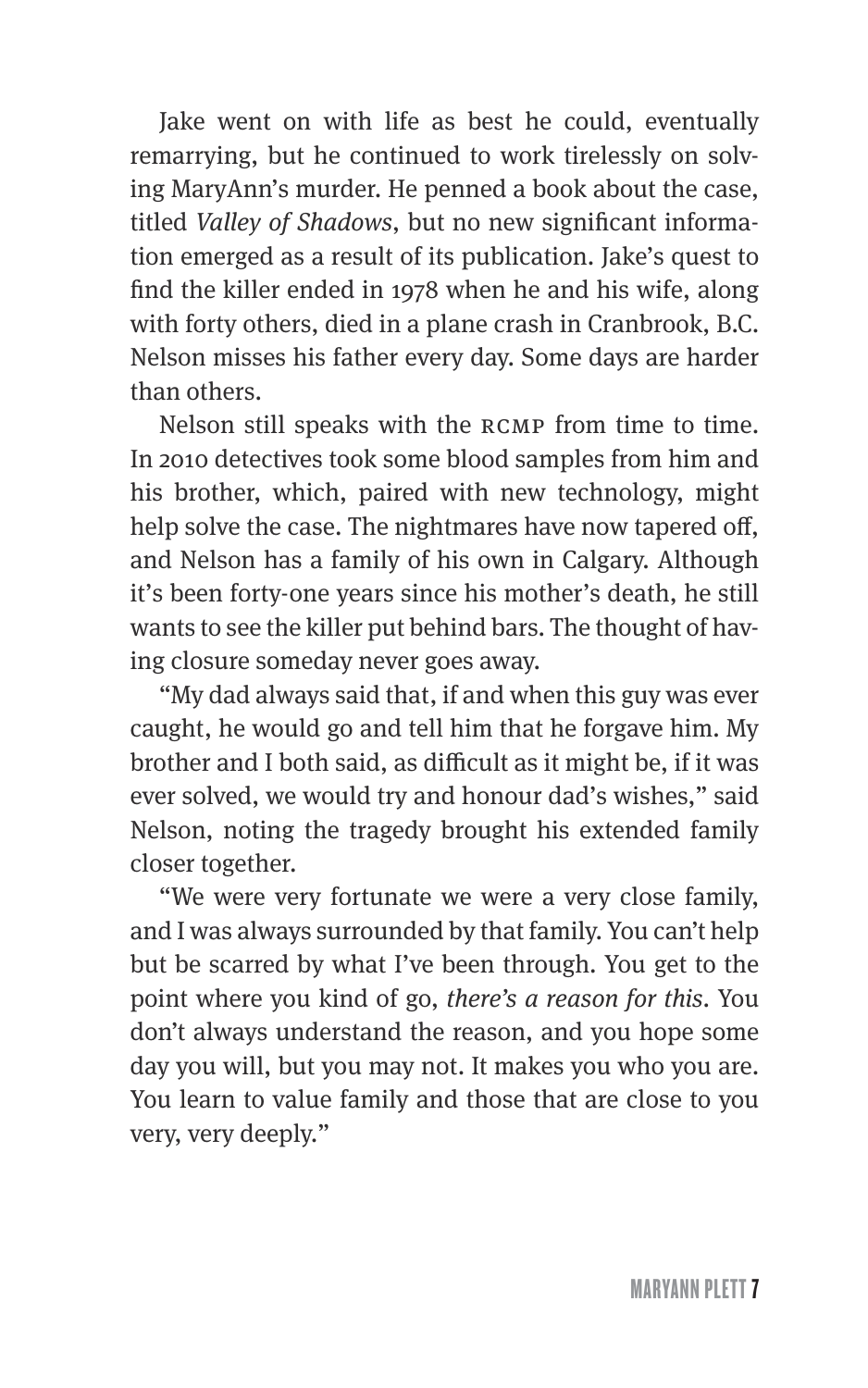Jake went on with life as best he could, eventually remarrying, but he continued to work tirelessly on solving MaryAnn's murder. He penned a book about the case, titled *Valley of Shadows*, but no new significant information emerged as a result of its publication. Jake's quest to find the killer ended in 1978 when he and his wife, along with forty others, died in a plane crash in Cranbrook, B.C. Nelson misses his father every day. Some days are harder than others.

Nelson still speaks with the RCMP from time to time. In 2010 detectives took some blood samples from him and his brother, which, paired with new technology, might help solve the case. The nightmares have now tapered off, and Nelson has a family of his own in Calgary. Although it's been forty-one years since his mother's death, he still wants to see the killer put behind bars. The thought of having closure someday never goes away.

"My dad always said that, if and when this guy was ever caught, he would go and tell him that he forgave him. My brother and I both said, as difficult as it might be, if it was ever solved, we would try and honour dad's wishes," said Nelson, noting the tragedy brought his extended family closer together.

"We were very fortunate we were a very close family, and I was always surrounded by that family. You can't help but be scarred by what I've been through. You get to the point where you kind of go, *there's a reason for this*. You don't always understand the reason, and you hope some day you will, but you may not. It makes you who you are. You learn to value family and those that are close to you very, very deeply."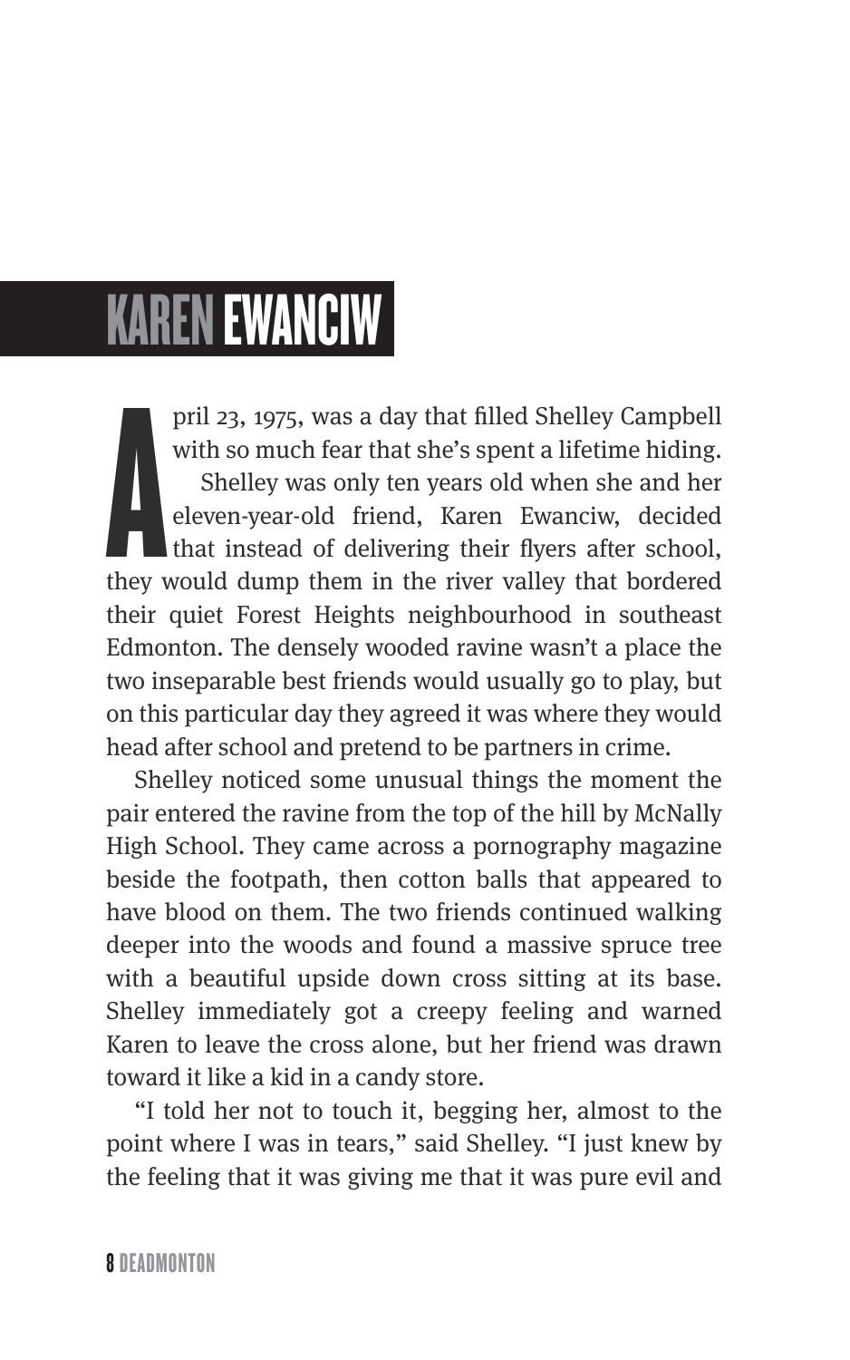# KAREN EWANCIW

April 23, 1975, was a day that filled Shelley Campbell with so much fear that she's spent a lifetime hiding.

Shelley was only ten years old when she and her eleven-year-old friend, Karen Ewanciw, decided that instead of delivering their flyers after school, they would dump them in the river valley that bordered their quiet Forest Heights neighbourhood in southeast Edmonton. The densely wooded ravine wasn't a place the two inseparable best friends would usually go to play, but on this particular day they agreed it was where they would head after school and pretend to be partners in crime.

Shelley noticed some unusual things the moment the pair entered the ravine from the top of the hill by McNally High School. They came across a pornography magazine beside the footpath, then cotton balls that appeared to have blood on them. The two friends continued walking deeper into the woods and found a massive spruce tree with a beautiful upside down cross sitting at its base. Shelley immediately got a creepy feeling and warned Karen to leave the cross alone, but her friend was drawn toward it like a kid in a candy store.

"I told her not to touch it, begging her, almost to the point where I was in tears," said Shelley. "I just knew by the feeling that it was giving me that it was pure evil and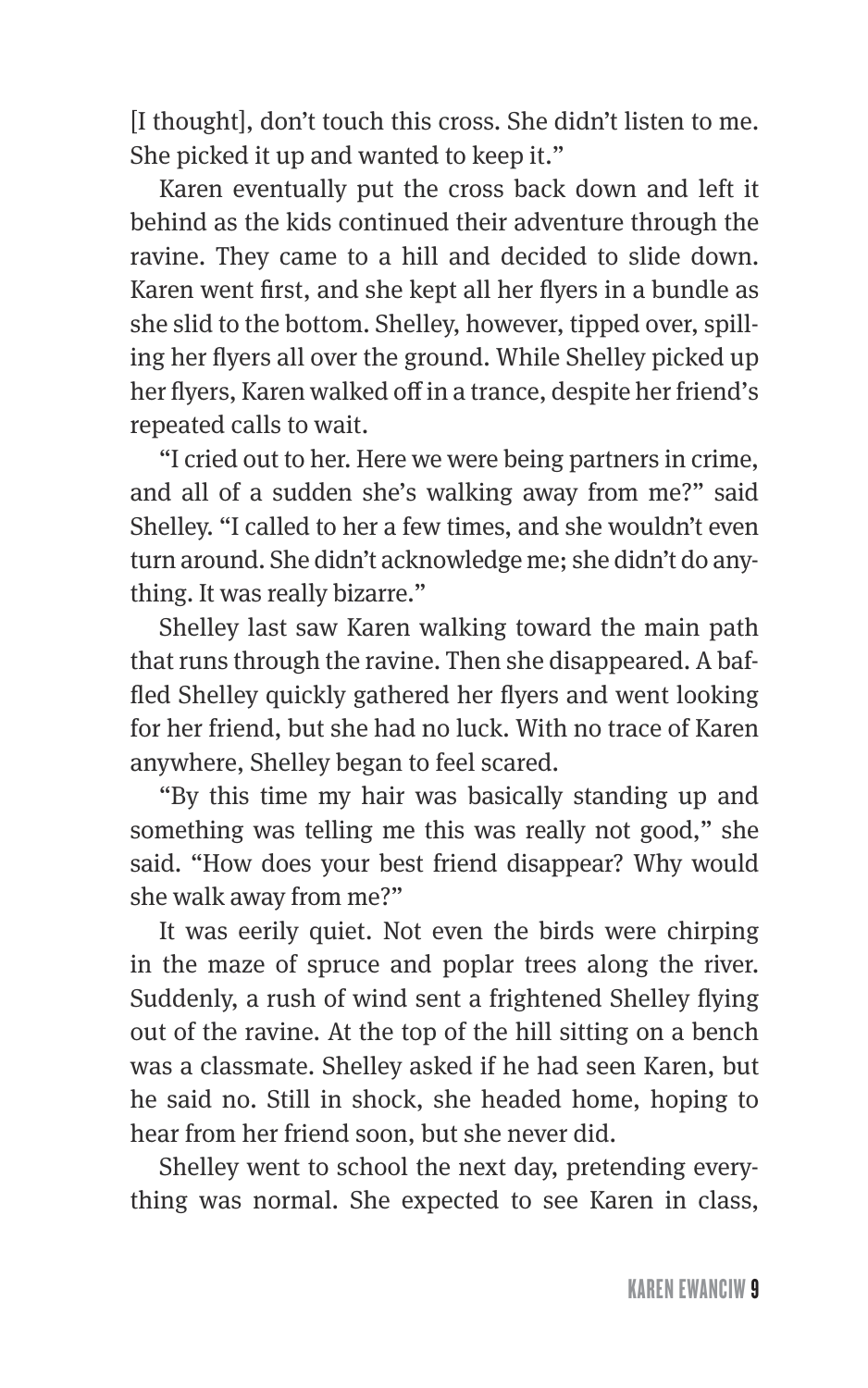[I thought], don't touch this cross. She didn't listen to me. She picked it up and wanted to keep it."

Karen eventually put the cross back down and left it behind as the kids continued their adventure through the ravine. They came to a hill and decided to slide down. Karen went first, and she kept all her flyers in a bundle as she slid to the bottom. Shelley, however, tipped over, spilling her flyers all over the ground. While Shelley picked up her flyers, Karen walked off in a trance, despite her friend's repeated calls to wait.

"I cried out to her. Here we were being partners in crime, and all of a sudden she's walking away from me?" said Shelley. "I called to her a few times, and she wouldn't even turn around. She didn't acknowledge me; she didn't do anything. It was really bizarre."

Shelley last saw Karen walking toward the main path that runs through the ravine. Then she disappeared. A baffled Shelley quickly gathered her flyers and went looking for her friend, but she had no luck. With no trace of Karen anywhere, Shelley began to feel scared.

"By this time my hair was basically standing up and something was telling me this was really not good," she said. "How does your best friend disappear? Why would she walk away from me?"

It was eerily quiet. Not even the birds were chirping in the maze of spruce and poplar trees along the river. Suddenly, a rush of wind sent a frightened Shelley flying out of the ravine. At the top of the hill sitting on a bench was a classmate. Shelley asked if he had seen Karen, but he said no. Still in shock, she headed home, hoping to hear from her friend soon, but she never did.

Shelley went to school the next day, pretending everything was normal. She expected to see Karen in class,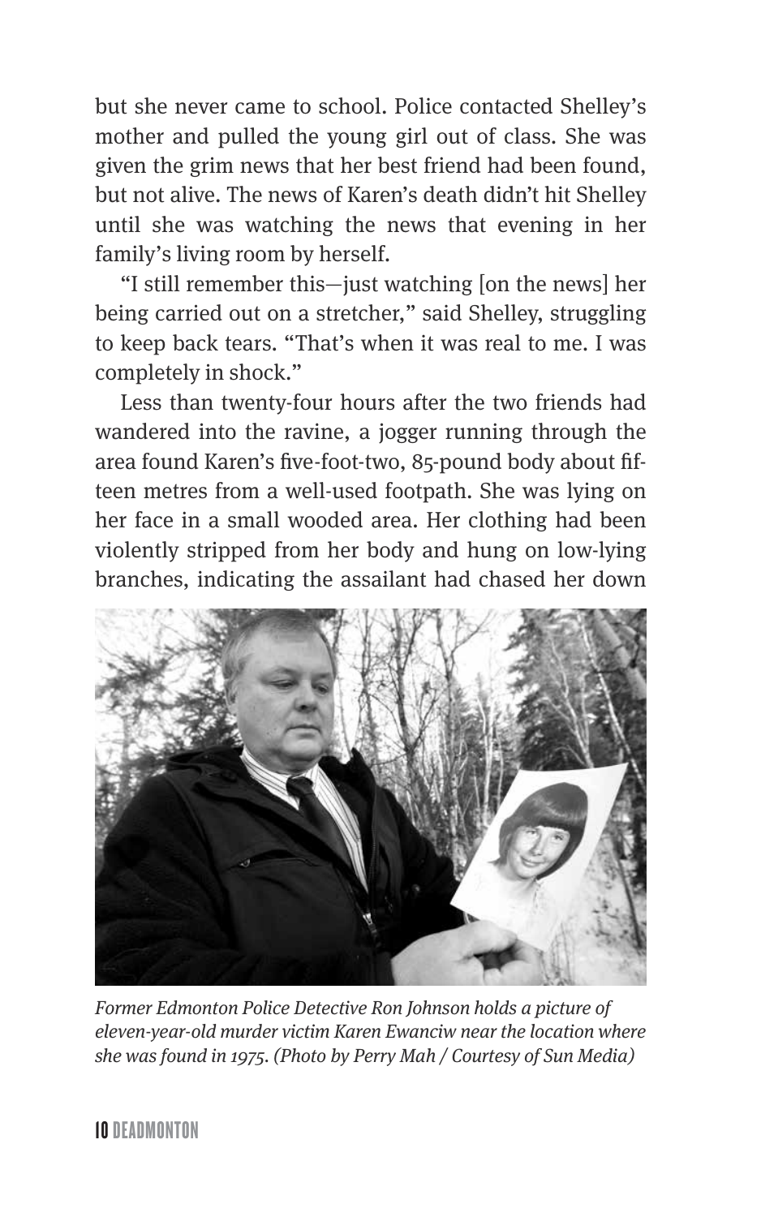but she never came to school. Police contacted Shelley's mother and pulled the young girl out of class. She was given the grim news that her best friend had been found, but not alive. The news of Karen's death didn't hit Shelley until she was watching the news that evening in her family's living room by herself.

"I still remember this—just watching [on the news] her being carried out on a stretcher," said Shelley, struggling to keep back tears. "That's when it was real to me. I was completely in shock."

Less than twenty-four hours after the two friends had wandered into the ravine, a jogger running through the area found Karen's five-foot-two, 85-pound body about fifteen metres from a well-used footpath. She was lying on her face in a small wooded area. Her clothing had been violently stripped from her body and hung on low-lying branches, indicating the assailant had chased her down

*Former Edmonton Police Detective Ron Johnson holds a picture of eleven-year-old murder victim Karen Ewanciw near the location where she was found in 1975. (Photo by Perry Mah / Courtesy of Sun Media)*